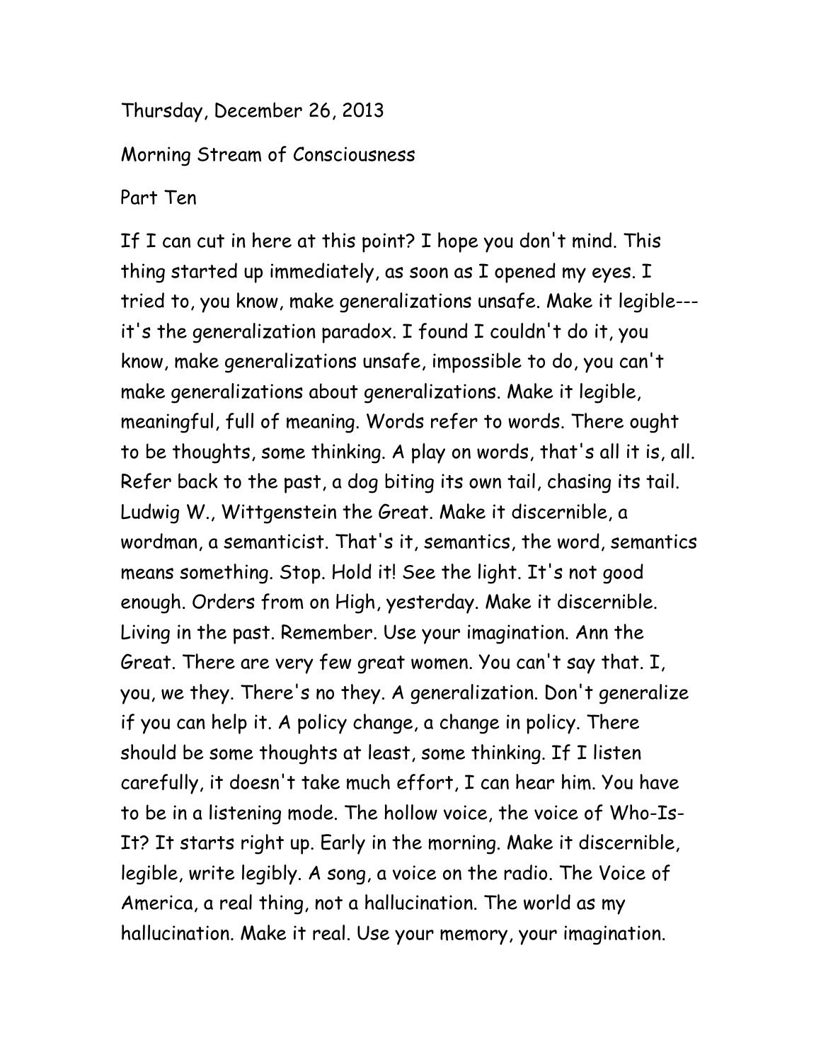Thursday, December 26, 2013

Morning Stream of Consciousness

Part Ten

If I can cut in here at this point? I hope you don't mind. This thing started up immediately, as soon as I opened my eyes. I tried to, you know, make generalizations unsafe. Make it legible---it's the generalization paradox. I found I couldn't do it, you know, make generalizations unsafe, impossible to do, you can't make generalizations about generalizations. Make it legible, meaningful, full of meaning. Words refer to words. There ought to be thoughts, some thinking. A play on words, that's all it is, all. Refer back to the past, a dog biting its own tail, chasing its tail. Ludwig W., Wittgenstein the Great. Make it discernible, a wordman, a semanticist. That's it, semantics, the word, semantics means something. Stop. Hold it! See the light. It's not good enough. Orders from on High, yesterday. Make it discernible. Living in the past. Remember. Use your imagination. Ann the Great. There are very few great women. You can't say that. I, you, we they. There's no they. A generalization. Don't generalize if you can help it. A policy change, a change in policy. There should be some thoughts at least, some thinking. If I listen carefully, it doesn't take much effort, I can hear him. You have to be in a listening mode. The hollow voice, the voice of Who-Is-It? It starts right up. Early in the morning. Make it discernible, legible, write legibly. A song, a voice on the radio. The Voice of America, a real thing, not a hallucination. The world as my hallucination. Make it real. Use your memory, your imagination.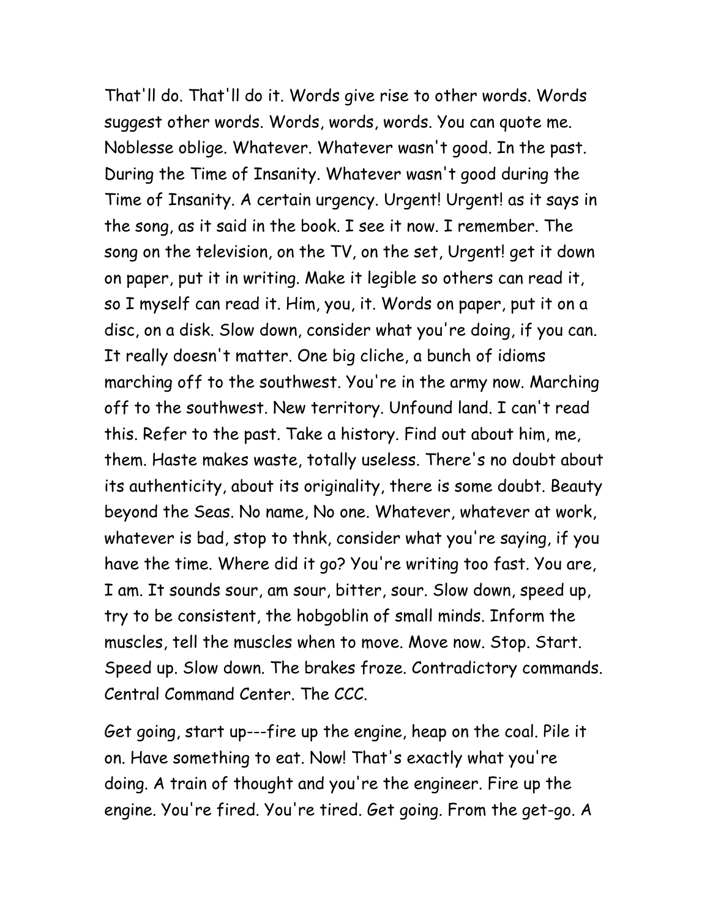That'll do. That'll do it. Words give rise to other words. Words suggest other words. Words, words, words. You can quote me. Noblesse oblige. Whatever. Whatever wasn't good. In the past. During the Time of Insanity. Whatever wasn't good during the Time of Insanity. A certain urgency. Urgent! Urgent! as it says in the song, as it said in the book. I see it now. I remember. The song on the television, on the TV, on the set, Urgent! get it down on paper, put it in writing. Make it legible so others can read it, so I myself can read it. Him, you, it. Words on paper, put it on a disc, on a disk. Slow down, consider what you're doing, if you can. It really doesn't matter. One big cliche, a bunch of idioms marching off to the southwest. You're in the army now. Marching off to the southwest. New territory. Unfound land. I can't read this. Refer to the past. Take a history. Find out about him, me, them. Haste makes waste, totally useless. There's no doubt about its authenticity, about its originality, there is some doubt. Beauty beyond the Seas. No name, No one. Whatever, whatever at work, whatever is bad, stop to thnk, consider what you're saying, if you have the time. Where did it go? You're writing too fast. You are, I am. It sounds sour, am sour, bitter, sour. Slow down, speed up, try to be consistent, the hobgoblin of small minds. Inform the muscles, tell the muscles when to move. Move now. Stop. Start. Speed up. Slow down. The brakes froze. Contradictory commands. Central Command Center. The CCC.

Get going, start up---fire up the engine, heap on the coal. Pile it on. Have something to eat. Now! That's exactly what you're doing. A train of thought and you're the engineer. Fire up the engine. You're fired. You're tired. Get going. From the get-go. A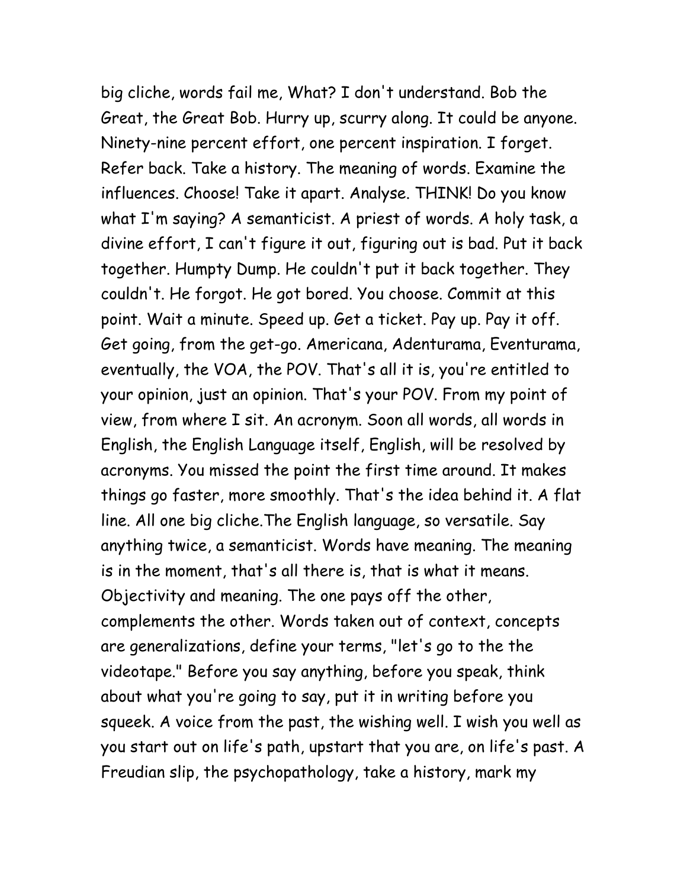big cliche, words fail me, What? I don't understand. Bob the Great, the Great Bob. Hurry up, scurry along. It could be anyone. Ninety-nine percent effort, one percent inspiration. I forget. Refer back. Take a history. The meaning of words. Examine the influences. Choose! Take it apart. Analyse. THINK! Do you know what I'm saying? A semanticist. A priest of words. A holy task, a divine effort, I can't figure it out, figuring out is bad. Put it back together. Humpty Dump. He couldn't put it back together. They couldn't. He forgot. He got bored. You choose. Commit at this point. Wait a minute. Speed up. Get a ticket. Pay up. Pay it off. Get going, from the get-go. Americana, Adenturama, Eventurama, eventually, the VOA, the POV. That's all it is, you're entitled to your opinion, just an opinion. That's your POV. From my point of view, from where I sit. An acronym. Soon all words, all words in English, the English Language itself, English, will be resolved by acronyms. You missed the point the first time around. It makes things go faster, more smoothly. That's the idea behind it. A flat line. All one big cliche.The English language, so versatile. Say anything twice, a semanticist. Words have meaning. The meaning is in the moment, that's all there is, that is what it means. Objectivity and meaning. The one pays off the other, complements the other. Words taken out of context, concepts are generalizations, define your terms, "let's go to the the videotape." Before you say anything, before you speak, think about what you're going to say, put it in writing before you squeek. A voice from the past, the wishing well. I wish you well as you start out on life's path, upstart that you are, on life's past. A Freudian slip, the psychopathology, take a history, mark my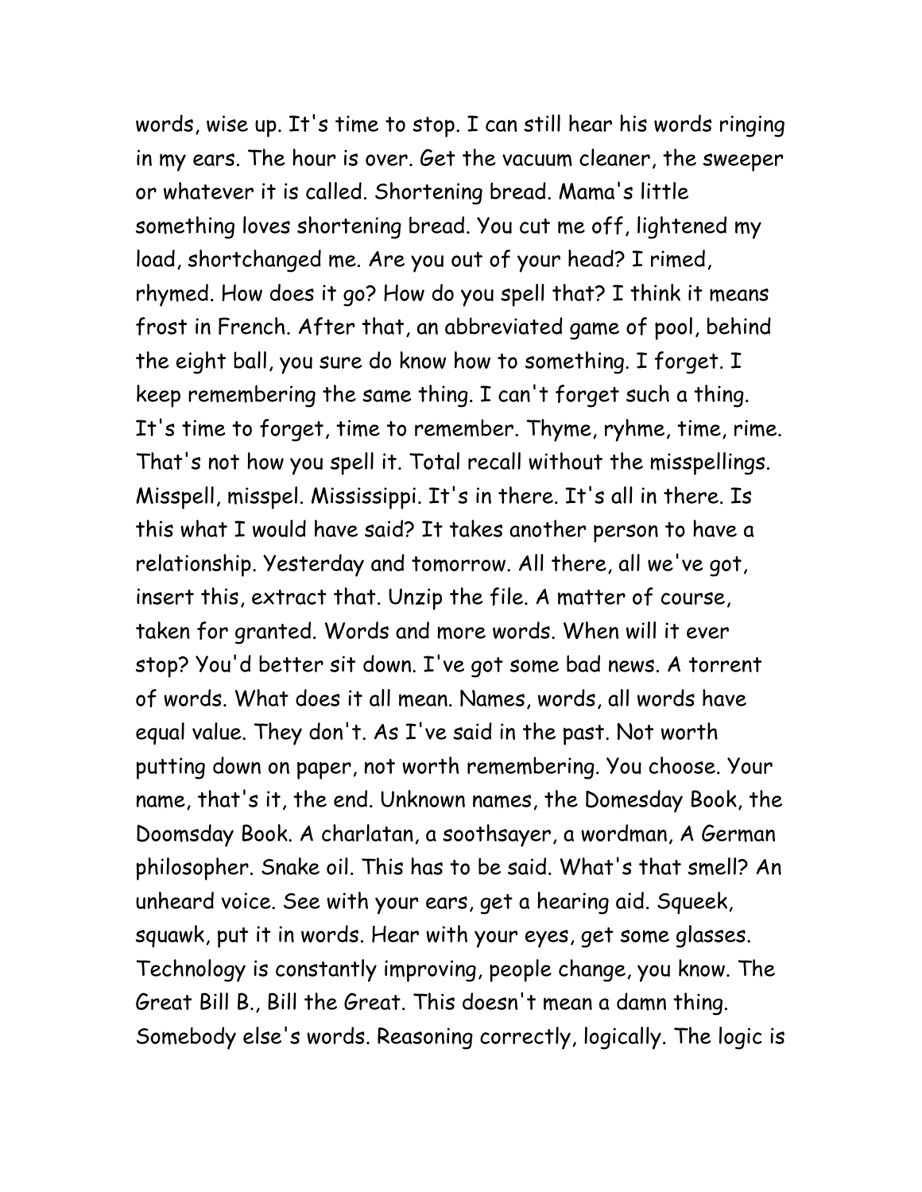words, wise up. It's time to stop. I can still hear his words ringing in my ears. The hour is over. Get the vacuum cleaner, the sweeper or whatever it is called. Shortening bread. Mama's little something loves shortening bread. You cut me off, lightened my load, shortchanged me. Are you out of your head? I rimed, rhymed. How does it go? How do you spell that? I think it means frost in French. After that, an abbreviated game of pool, behind the eight ball, you sure do know how to something. I forget. I keep remembering the same thing. I can't forget such a thing. It's time to forget, time to remember. Thyme, ryhme, time, rime. That's not how you spell it. Total recall without the misspellings. Misspell, misspel. Mississippi. It's in there. It's all in there. Is this what I would have said? It takes another person to have a relationship. Yesterday and tomorrow. All there, all we've got, insert this, extract that. Unzip the file. A matter of course, taken for granted. Words and more words. When will it ever stop? You'd better sit down. I've got some bad news. A torrent of words. What does it all mean. Names, words, all words have equal value. They don't. As I've said in the past. Not worth putting down on paper, not worth remembering. You choose. Your name, that's it, the end. Unknown names, the Domesday Book, the Doomsday Book. A charlatan, a soothsayer, a wordman, A German philosopher. Snake oil. This has to be said. What's that smell? An unheard voice. See with your ears, get a hearing aid. Squeek, squawk, put it in words. Hear with your eyes, get some glasses. Technology is constantly improving, people change, you know. The Great Bill B., Bill the Great. This doesn't mean a damn thing. Somebody else's words. Reasoning correctly, logically. The logic is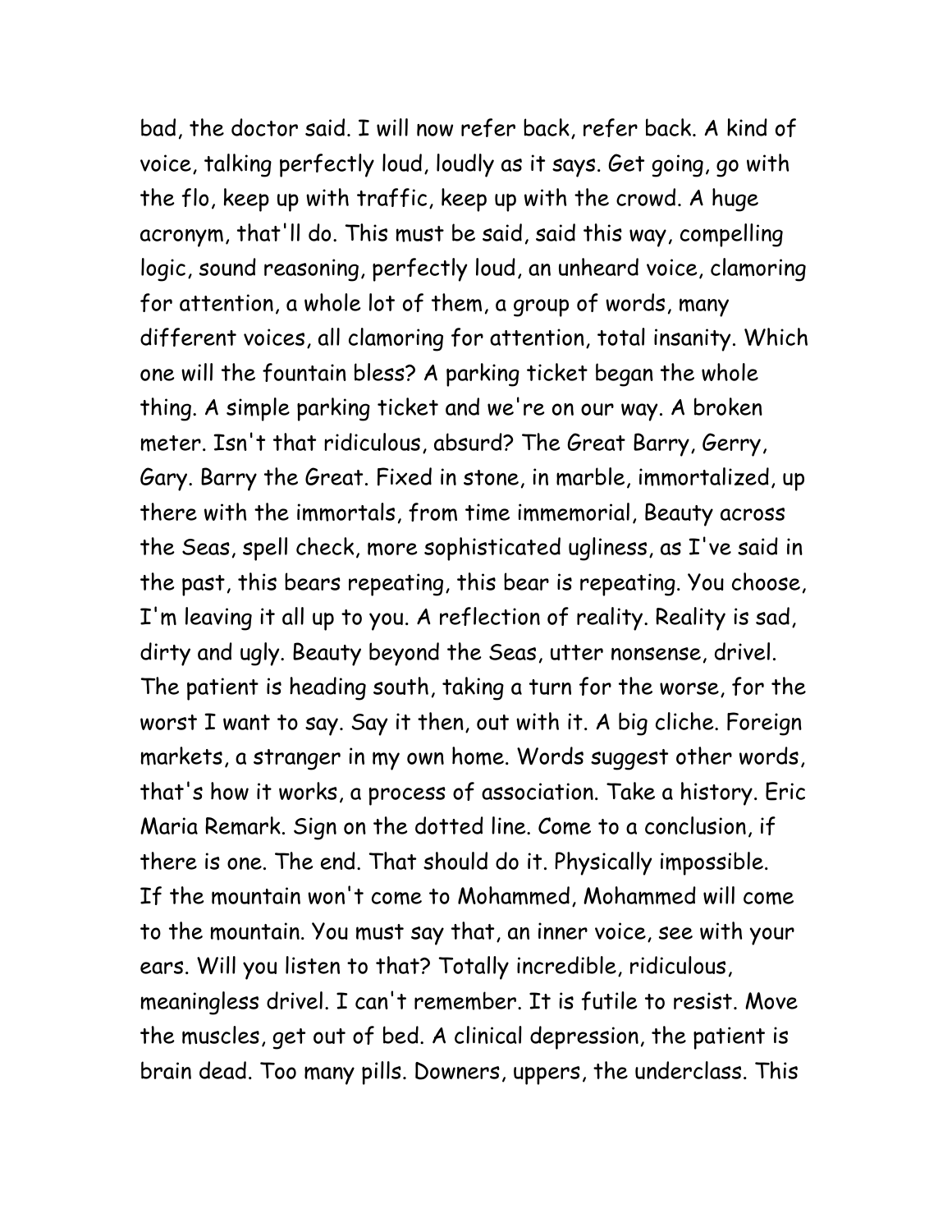bad, the doctor said. I will now refer back, refer back. A kind of voice, talking perfectly loud, loudly as it says. Get going, go with the flo, keep up with traffic, keep up with the crowd. A huge acronym, that'll do. This must be said, said this way, compelling logic, sound reasoning, perfectly loud, an unheard voice, clamoring for attention, a whole lot of them, a group of words, many different voices, all clamoring for attention, total insanity. Which one will the fountain bless? A parking ticket began the whole thing. A simple parking ticket and we're on our way. A broken meter. Isn't that ridiculous, absurd? The Great Barry, Gerry, Gary. Barry the Great. Fixed in stone, in marble, immortalized, up there with the immortals, from time immemorial, Beauty across the Seas, spell check, more sophisticated ugliness, as I've said in the past, this bears repeating, this bear is repeating. You choose, I'm leaving it all up to you. A reflection of reality. Reality is sad, dirty and ugly. Beauty beyond the Seas, utter nonsense, drivel. The patient is heading south, taking a turn for the worse, for the worst I want to say. Say it then, out with it. A big cliche. Foreign markets, a stranger in my own home. Words suggest other words, that's how it works, a process of association. Take a history. Eric Maria Remark. Sign on the dotted line. Come to a conclusion, if there is one. The end. That should do it. Physically impossible. If the mountain won't come to Mohammed, Mohammed will come to the mountain. You must say that, an inner voice, see with your ears. Will you listen to that? Totally incredible, ridiculous, meaningless drivel. I can't remember. It is futile to resist. Move the muscles, get out of bed. A clinical depression, the patient is brain dead. Too many pills. Downers, uppers, the underclass. This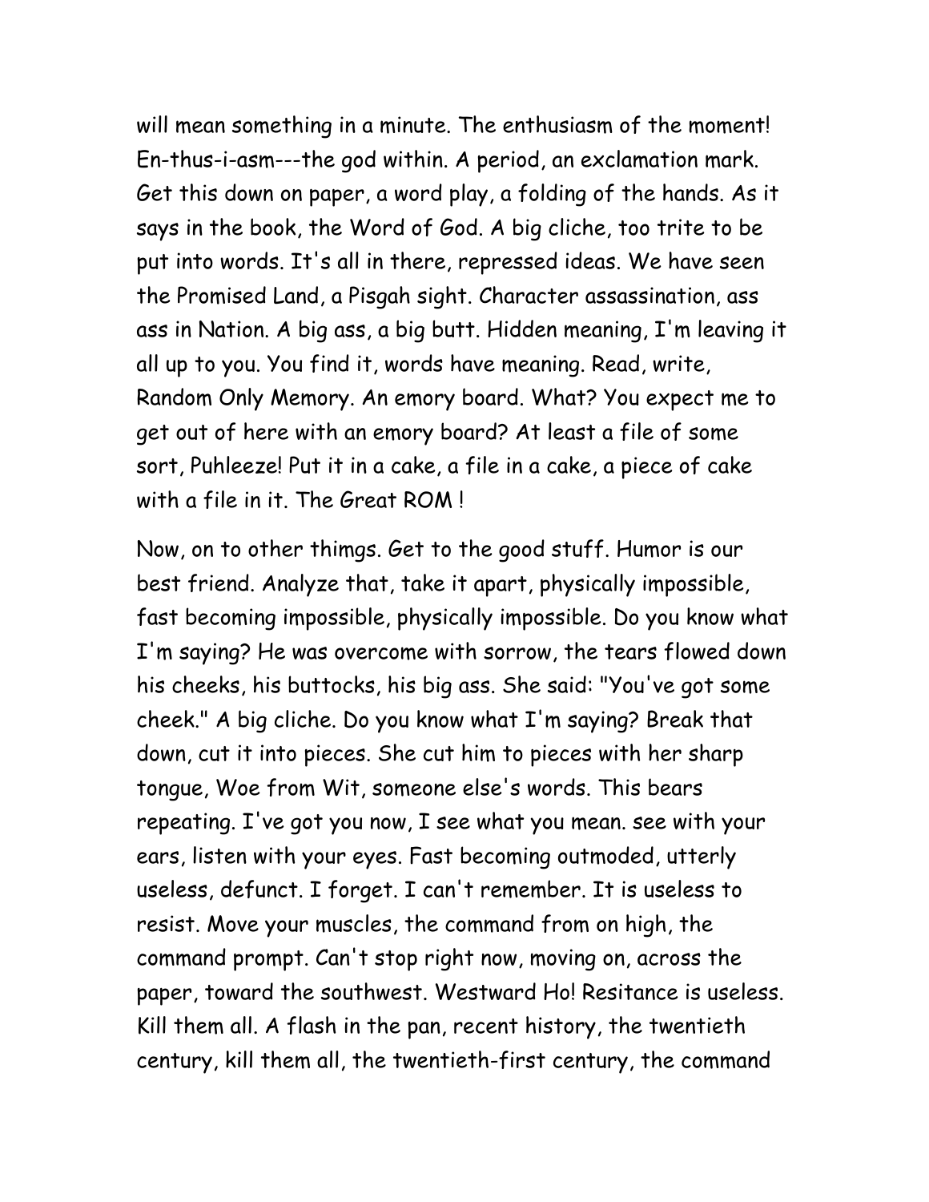will mean something in a minute. The enthusiasm of the moment! En-thus-i-asm---the god within. A period, an exclamation mark. Get this down on paper, a word play, a folding of the hands. As it says in the book, the Word of God. A big cliche, too trite to be put into words. It's all in there, repressed ideas. We have seen the Promised Land, a Pisgah sight. Character assassination, ass ass in Nation. A big ass, a big butt. Hidden meaning, I'm leaving it all up to you. You find it, words have meaning. Read, write, Random Only Memory. An emory board. What? You expect me to get out of here with an emory board? At least a file of some sort, Puhleeze! Put it in a cake, a file in a cake, a piece of cake with a file in it. The Great ROM !

Now, on to other thimgs. Get to the good stuff. Humor is our best friend. Analyze that, take it apart, physically impossible, fast becoming impossible, physically impossible. Do you know what I'm saying? He was overcome with sorrow, the tears flowed down his cheeks, his buttocks, his big ass. She said: "You've got some cheek." A big cliche. Do you know what I'm saying? Break that down, cut it into pieces. She cut him to pieces with her sharp tongue, Woe from Wit, someone else's words. This bears repeating. I've got you now, I see what you mean. see with your ears, listen with your eyes. Fast becoming outmoded, utterly useless, defunct. I forget. I can't remember. It is useless to resist. Move your muscles, the command from on high, the command prompt. Can't stop right now, moving on, across the paper, toward the southwest. Westward Ho! Resitance is useless. Kill them all. A flash in the pan, recent history, the twentieth century, kill them all, the twentieth-first century, the command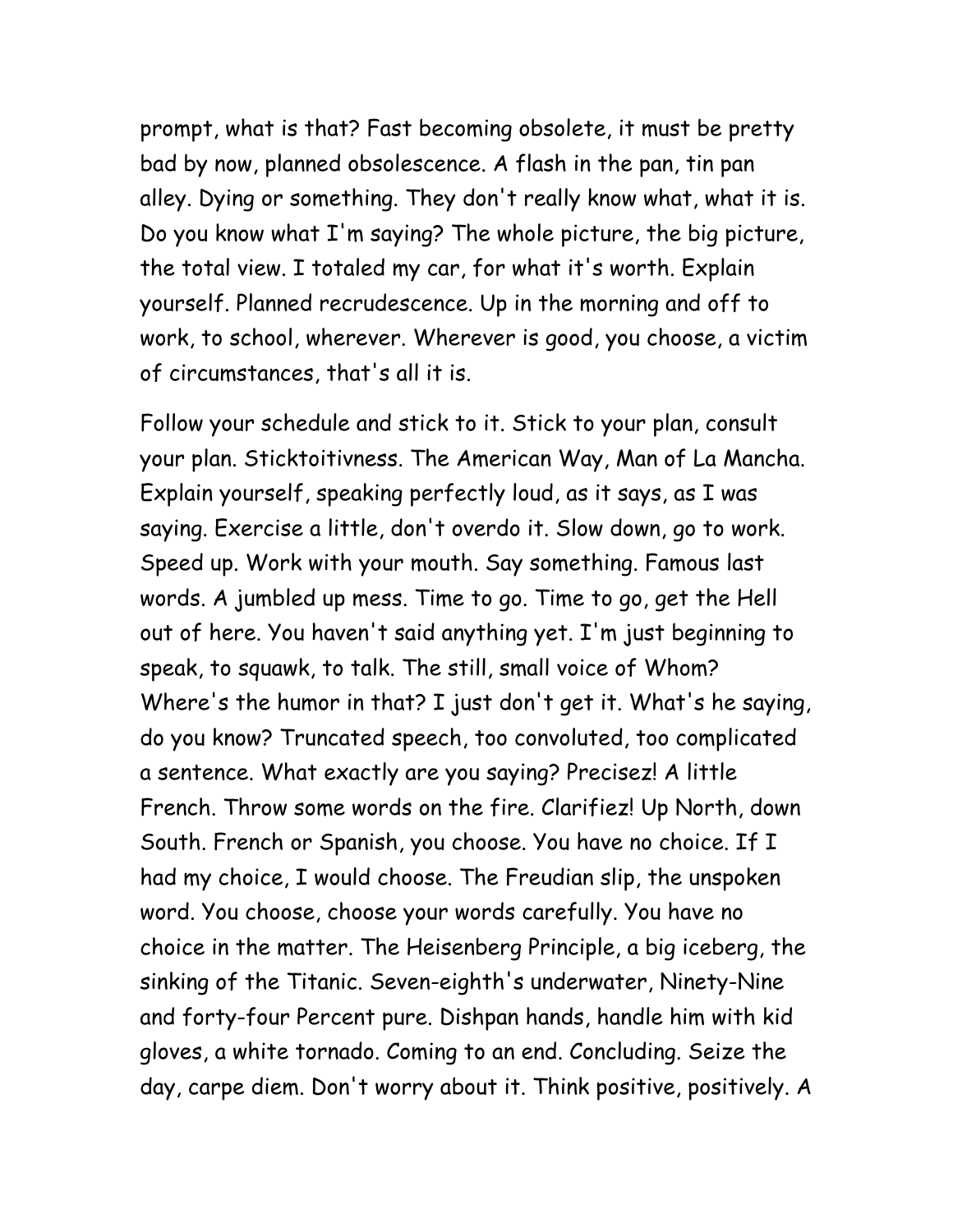prompt, what is that? Fast becoming obsolete, it must be pretty bad by now, planned obsolescence. A flash in the pan, tin pan alley. Dying or something. They don't really know what, what it is. Do you know what I'm saying? The whole picture, the big picture, the total view. I totaled my car, for what it's worth. Explain yourself. Planned recrudescence. Up in the morning and off to work, to school, wherever. Wherever is good, you choose, a victim of circumstances, that's all it is.

Follow your schedule and stick to it. Stick to your plan, consult your plan. Sticktoitivness. The American Way, Man of La Mancha. Explain yourself, speaking perfectly loud, as it says, as I was saying. Exercise a little, don't overdo it. Slow down, go to work. Speed up. Work with your mouth. Say something. Famous last words. A jumbled up mess. Time to go. Time to go, get the Hell out of here. You haven't said anything yet. I'm just beginning to speak, to squawk, to talk. The still, small voice of Whom? Where's the humor in that? I just don't get it. What's he saying, do you know? Truncated speech, too convoluted, too complicated a sentence. What exactly are you saying? Precisez! A little French. Throw some words on the fire. Clarifiez! Up North, down South. French or Spanish, you choose. You have no choice. If I had my choice, I would choose. The Freudian slip, the unspoken word. You choose, choose your words carefully. You have no choice in the matter. The Heisenberg Principle, a big iceberg, the sinking of the Titanic. Seven-eighth's underwater, Ninety-Nine and forty-four Percent pure. Dishpan hands, handle him with kid gloves, a white tornado. Coming to an end. Concluding. Seize the day, carpe diem. Don't worry about it. Think positive, positively. A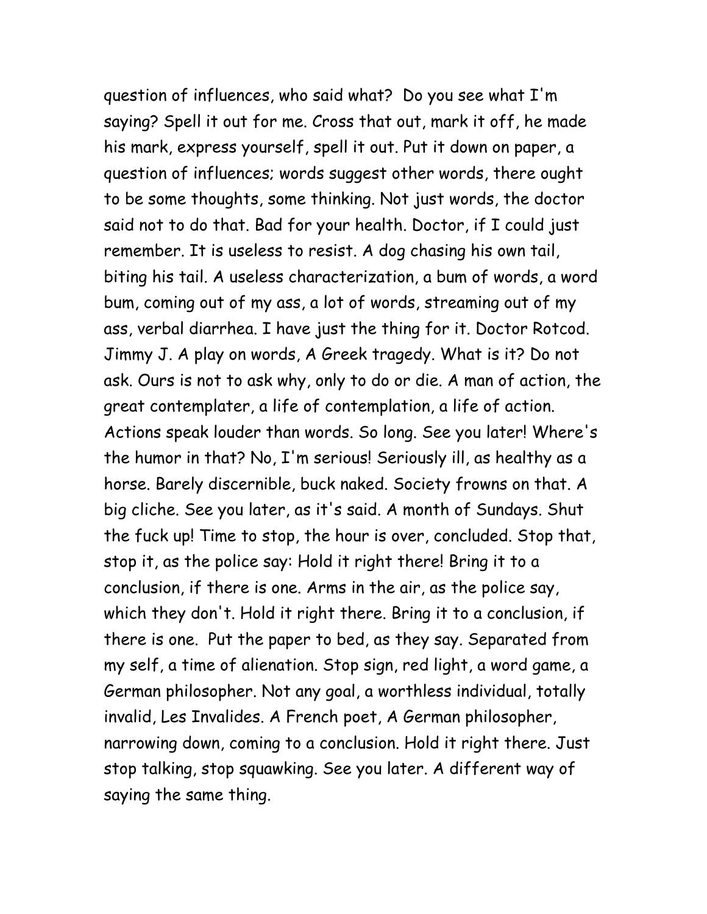question of influences, who said what? Do you see what I'm saying? Spell it out for me. Cross that out, mark it off, he made his mark, express yourself, spell it out. Put it down on paper, a question of influences; words suggest other words, there ought to be some thoughts, some thinking. Not just words, the doctor said not to do that. Bad for your health. Doctor, if I could just remember. It is useless to resist. A dog chasing his own tail, biting his tail. A useless characterization, a bum of words, a word bum, coming out of my ass, a lot of words, streaming out of my ass, verbal diarrhea. I have just the thing for it. Doctor Rotcod. Jimmy J. A play on words, A Greek tragedy. What is it? Do not ask. Ours is not to ask why, only to do or die. A man of action, the great contemplater, a life of contemplation, a life of action. Actions speak louder than words. So long. See you later! Where's the humor in that? No, I'm serious! Seriously ill, as healthy as a horse. Barely discernible, buck naked. Society frowns on that. A big cliche. See you later, as it's said. A month of Sundays. Shut the fuck up! Time to stop, the hour is over, concluded. Stop that, stop it, as the police say: Hold it right there! Bring it to a conclusion, if there is one. Arms in the air, as the police say, which they don't. Hold it right there. Bring it to a conclusion, if there is one. Put the paper to bed, as they say. Separated from my self, a time of alienation. Stop sign, red light, a word game, a German philosopher. Not any goal, a worthless individual, totally invalid, Les Invalides. A French poet, A German philosopher, narrowing down, coming to a conclusion. Hold it right there. Just stop talking, stop squawking. See you later. A different way of saying the same thing.